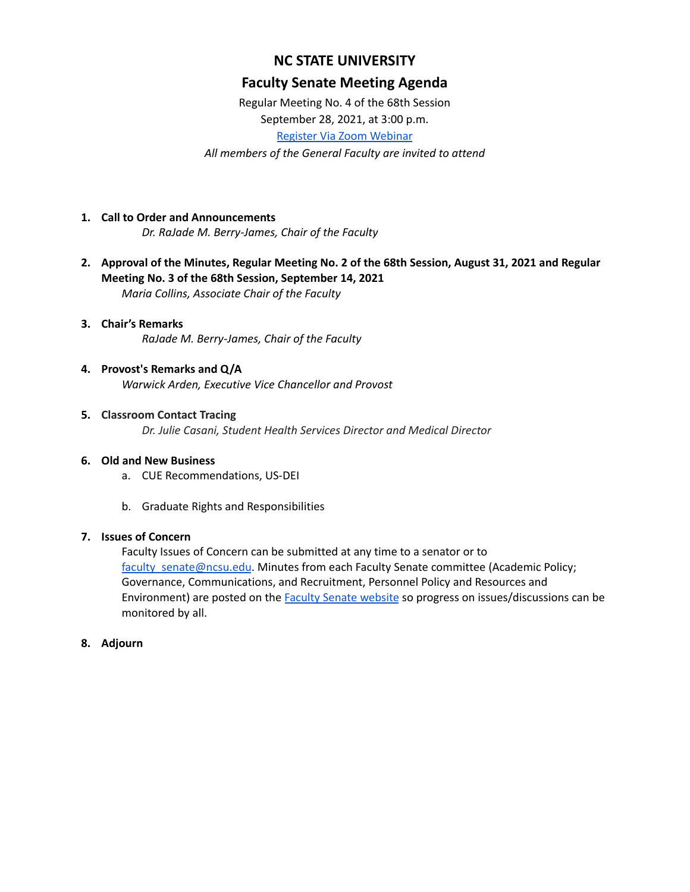# NC STATE UNIVERSITY

## Faculty Senate Meeting Agenda

Regular Meeting No. 4 of the 68th Session

September 28, 2021, at 3:00 p.m.

[Register Via Zoom Webinar]

*All members of the General Faculty are invited to attend*

1. **Call to Order and Announcements**
   *Dr. RaJade M. Berry-James, Chair of the Faculty*

2. **Approval of the Minutes, Regular Meeting No. 2 of the 68th Session, August 31, 2021 and Regular Meeting No. 3 of the 68th Session, September 14, 2021**
   *Maria Collins, Associate Chair of the Faculty*

3. **Chair's Remarks**
   *RaJade M. Berry-James, Chair of the Faculty*

4. **Provost's Remarks and Q/A**
   *Warwick Arden, Executive Vice Chancellor and Provost*

5. **Classroom Contact Tracing**
   *Dr. Julie Casani, Student Health Services Director and Medical Director*

6. **Old and New Business**
   a. CUE Recommendations, US-DEI

   b. Graduate Rights and Responsibilities

7. **Issues of Concern**
   Faculty Issues of Concern can be submitted at any time to a senator or to faculty_senate@ncsu.edu. Minutes from each Faculty Senate committee (Academic Policy; Governance, Communications, and Recruitment, Personnel Policy and Resources and Environment) are posted on the [Faculty Senate website] so progress on issues/discussions can be monitored by all.

8. **Adjourn**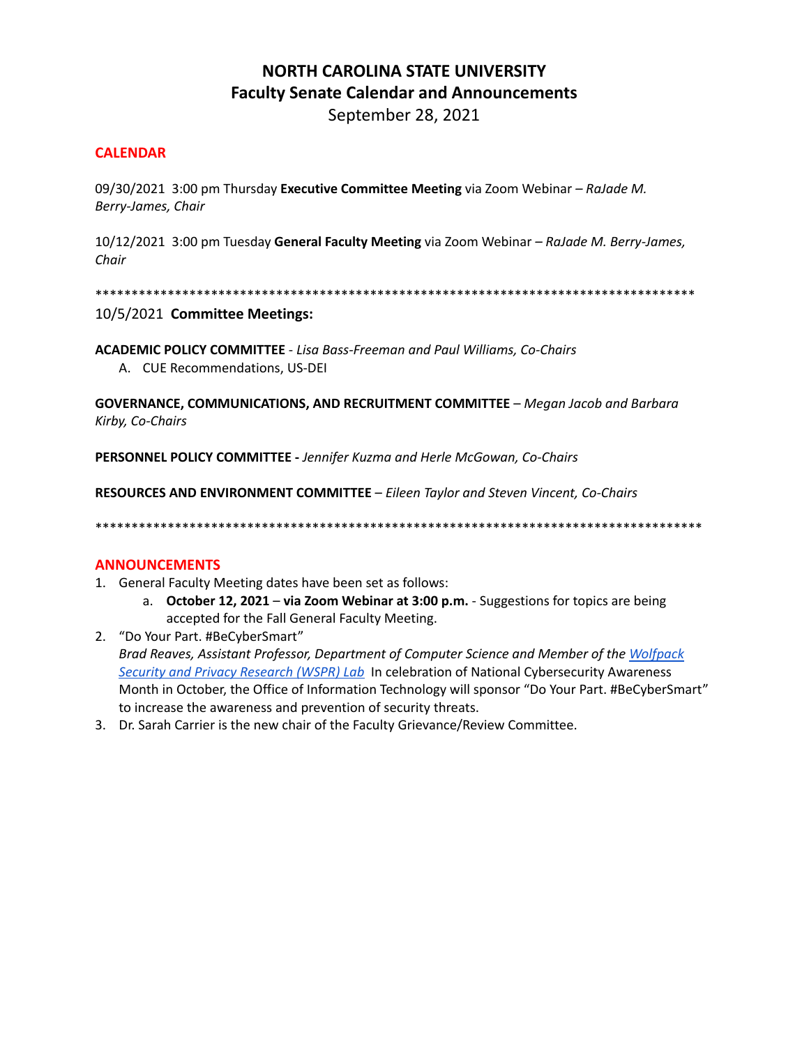# NORTH CAROLINA STATE UNIVERSITY
## Faculty Senate Calendar and Announcements
September 28, 2021

### CALENDAR

09/30/2021 3:00 pm Thursday **Executive Committee Meeting** via Zoom Webinar – *RaJade M. Berry-James, Chair*

10/12/2021 3:00 pm Tuesday **General Faculty Meeting** via Zoom Webinar – *RaJade M. Berry-James, Chair*

************************************************************************************

10/5/2021 **Committee Meetings:**

**ACADEMIC POLICY COMMITTEE** - *Lisa Bass-Freeman and Paul Williams, Co-Chairs*

A. CUE Recommendations, US-DEI

**GOVERNANCE, COMMUNICATIONS, AND RECRUITMENT COMMITTEE** – *Megan Jacob and Barbara Kirby, Co-Chairs*

**PERSONNEL POLICY COMMITTEE -** *Jennifer Kuzma and Herle McGowan, Co-Chairs*

**RESOURCES AND ENVIRONMENT COMMITTEE** – *Eileen Taylor and Steven Vincent, Co-Chairs*

************************************************************************************

### ANNOUNCEMENTS

1. General Faculty Meeting dates have been set as follows:
    a. **October 12, 2021** – **via Zoom Webinar at 3:00 p.m.** - Suggestions for topics are being accepted for the Fall General Faculty Meeting.
2. "Do Your Part. #BeCyberSmart"
   *Brad Reaves, Assistant Professor, Department of Computer Science and Member of the Wolfpack Security and Privacy Research (WSPR) Lab* In celebration of National Cybersecurity Awareness Month in October, the Office of Information Technology will sponsor "Do Your Part. #BeCyberSmart" to increase the awareness and prevention of security threats.
3. Dr. Sarah Carrier is the new chair of the Faculty Grievance/Review Committee.